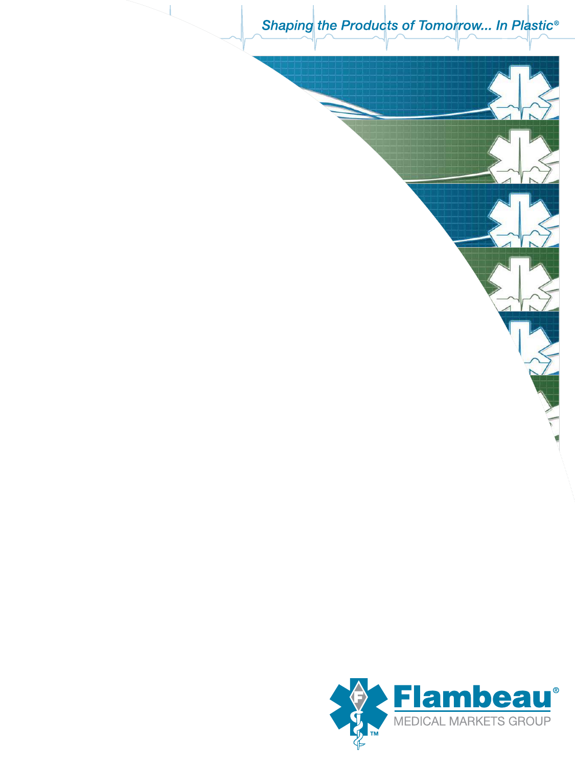*Shaping the Products of Tomorrow... In Plastic®*

**Flambeau®**

MEDICAL MARKETS GROUP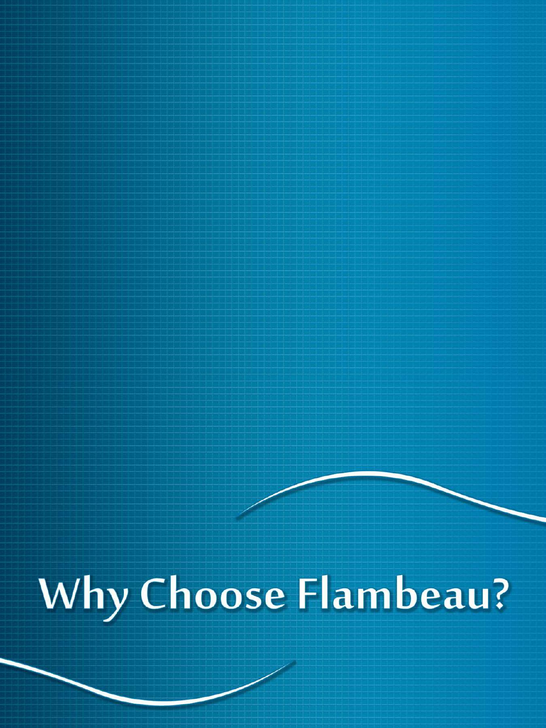# Why Choose Flambeau?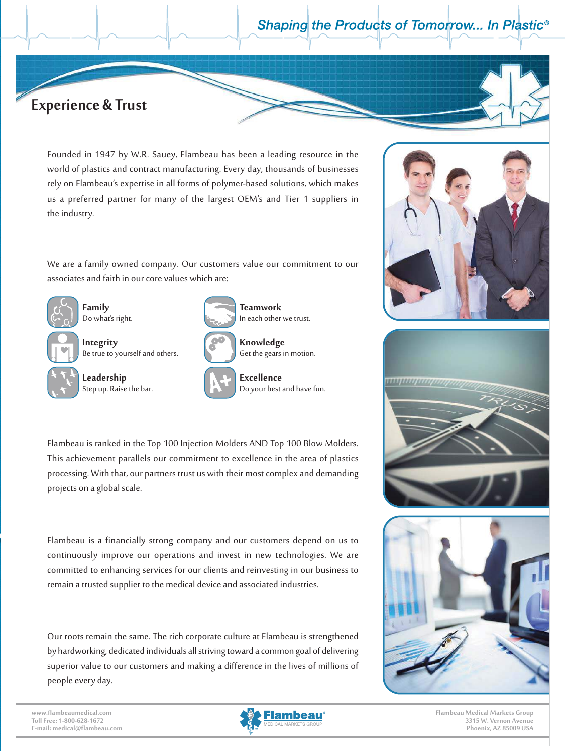# Experience & Trust

Founded in 1947 by W.R. Sauey, Flambeau has been a leading resource in the world of plastics and contract manufacturing. Every day, thousands of businesses rely on Flambeau's expertise in all forms of polymer-based solutions, which makes us a preferred partner for many of the largest OEM's and Tier 1 suppliers in the industry.

We are a family owned company. Our customers value our commitment to our associates and faith in our core values which are:

**Family**
Do what's right.

**Integrity**
Be true to yourself and others.

**Leadership**
Step up. Raise the bar.

**Teamwork**
In each other we trust.

**Knowledge**
Get the gears in motion.

**Excellence**
Do your best and have fun.

Flambeau is ranked in the Top 100 Injection Molders AND Top 100 Blow Molders. This achievement parallels our commitment to excellence in the area of plastics processing. With that, our partners trust us with their most complex and demanding projects on a global scale.

Flambeau is a financially strong company and our customers depend on us to continuously improve our operations and invest in new technologies. We are committed to enhancing services for our clients and reinvesting in our business to remain a trusted supplier to the medical device and associated industries.

Our roots remain the same. The rich corporate culture at Flambeau is strengthened by hardworking, dedicated individuals all striving toward a common goal of delivering superior value to our customers and making a difference in the lives of millions of people every day.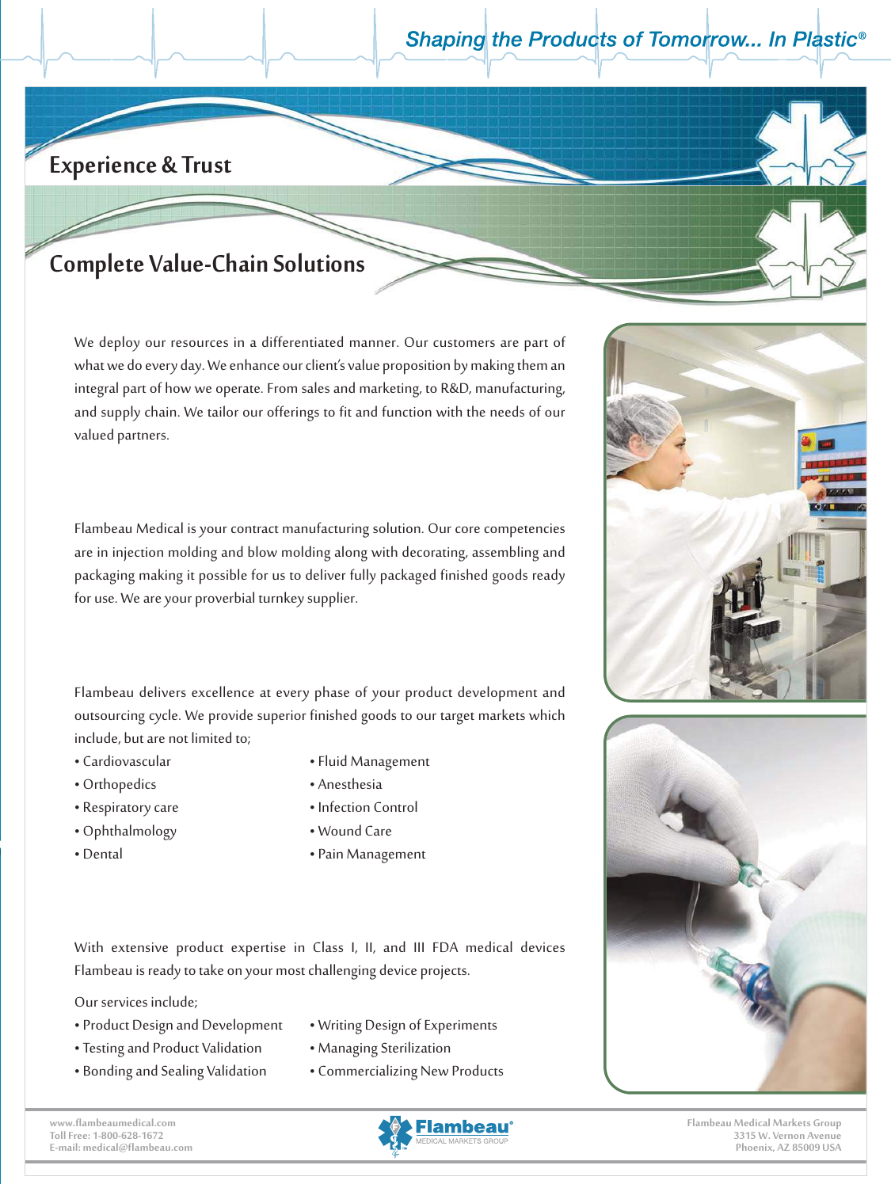## Experience & Trust

## Complete Value-Chain Solutions

We deploy our resources in a differentiated manner. Our customers are part of what we do every day. We enhance our client's value proposition by making them an integral part of how we operate. From sales and marketing, to R&D, manufacturing, and supply chain. We tailor our offerings to fit and function with the needs of our valued partners.

Flambeau Medical is your contract manufacturing solution. Our core competencies are in injection molding and blow molding along with decorating, assembling and packaging making it possible for us to deliver fully packaged finished goods ready for use. We are your proverbial turnkey supplier.

Flambeau delivers excellence at every phase of your product development and outsourcing cycle. We provide superior finished goods to our target markets which include, but are not limited to;

- Cardiovascular
- Orthopedics
- Respiratory care
- Ophthalmology
- Dental
- Fluid Management
- Anesthesia
- Infection Control
- Wound Care
- Pain Management

With extensive product expertise in Class I, II, and III FDA medical devices Flambeau is ready to take on your most challenging device projects.

Our services include;

- Product Design and Development
- Testing and Product Validation
- Bonding and Sealing Validation
- Writing Design of Experiments
- Managing Sterilization
- Commercializing New Products

www.flambeaumedical.com
Toll Free: 1-800-628-1672
E-mail: medical@flambeau.com

Flambeau Medical Markets Group
3315 W. Vernon Avenue
Phoenix, AZ 85009 USA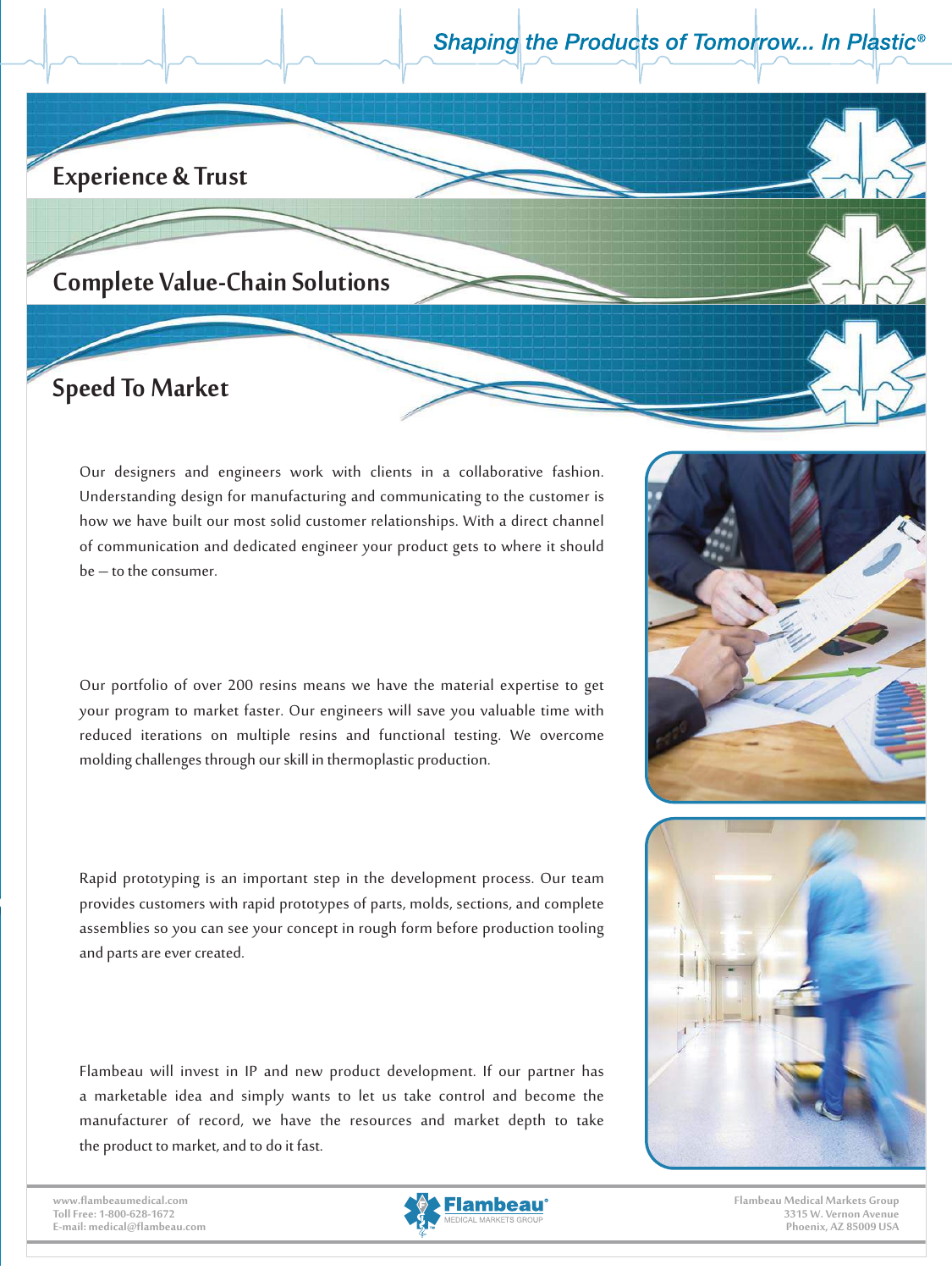Shaping the Products of Tomorrow... In Plastic®

## Experience & Trust

## Complete Value-Chain Solutions

## Speed To Market

Our designers and engineers work with clients in a collaborative fashion. Understanding design for manufacturing and communicating to the customer is how we have built our most solid customer relationships. With a direct channel of communication and dedicated engineer your product gets to where it should be – to the consumer.

Our portfolio of over 200 resins means we have the material expertise to get your program to market faster. Our engineers will save you valuable time with reduced iterations on multiple resins and functional testing. We overcome molding challenges through our skill in thermoplastic production.

Rapid prototyping is an important step in the development process. Our team provides customers with rapid prototypes of parts, molds, sections, and complete assemblies so you can see your concept in rough form before production tooling and parts are ever created.

Flambeau will invest in IP and new product development. If our partner has a marketable idea and simply wants to let us take control and become the manufacturer of record, we have the resources and market depth to take the product to market, and to do it fast.

www.flambeaumedical.com
Toll Free: 1-800-628-1672
E-mail: medical@flambeau.com

Flambeau® MEDICAL MARKETS GROUP

Flambeau Medical Markets Group
3315 W. Vernon Avenue
Phoenix, AZ 85009 USA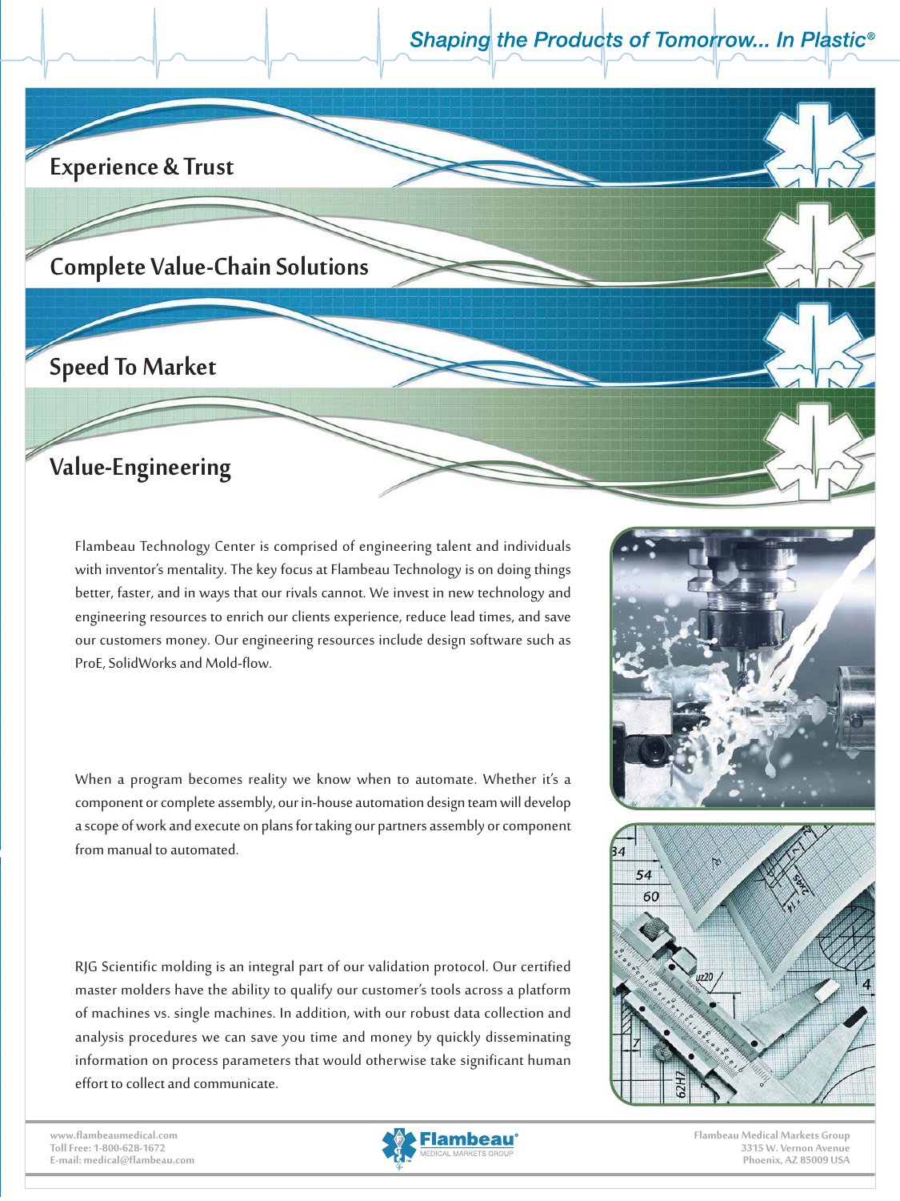Shaping the Products of Tomorrow... In Plastic®

## Experience & Trust

## Complete Value-Chain Solutions

## Speed To Market

## Value-Engineering

Flambeau Technology Center is comprised of engineering talent and individuals with inventor's mentality. The key focus at Flambeau Technology is on doing things better, faster, and in ways that our rivals cannot. We invest in new technology and engineering resources to enrich our clients experience, reduce lead times, and save our customers money. Our engineering resources include design software such as ProE, SolidWorks and Mold-flow.

When a program becomes reality we know when to automate. Whether it's a component or complete assembly, our in-house automation design team will develop a scope of work and execute on plans for taking our partners assembly or component from manual to automated.

RJG Scientific molding is an integral part of our validation protocol. Our certified master molders have the ability to qualify our customer's tools across a platform of machines vs. single machines. In addition, with our robust data collection and analysis procedures we can save you time and money by quickly disseminating information on process parameters that would otherwise take significant human effort to collect and communicate.

www.flambeaumedical.com
Toll Free: 1-800-628-1672
E-mail: medical@flambeau.com

Flambeau Medical Markets Group
3315 W. Vernon Avenue
Phoenix, AZ 85009 USA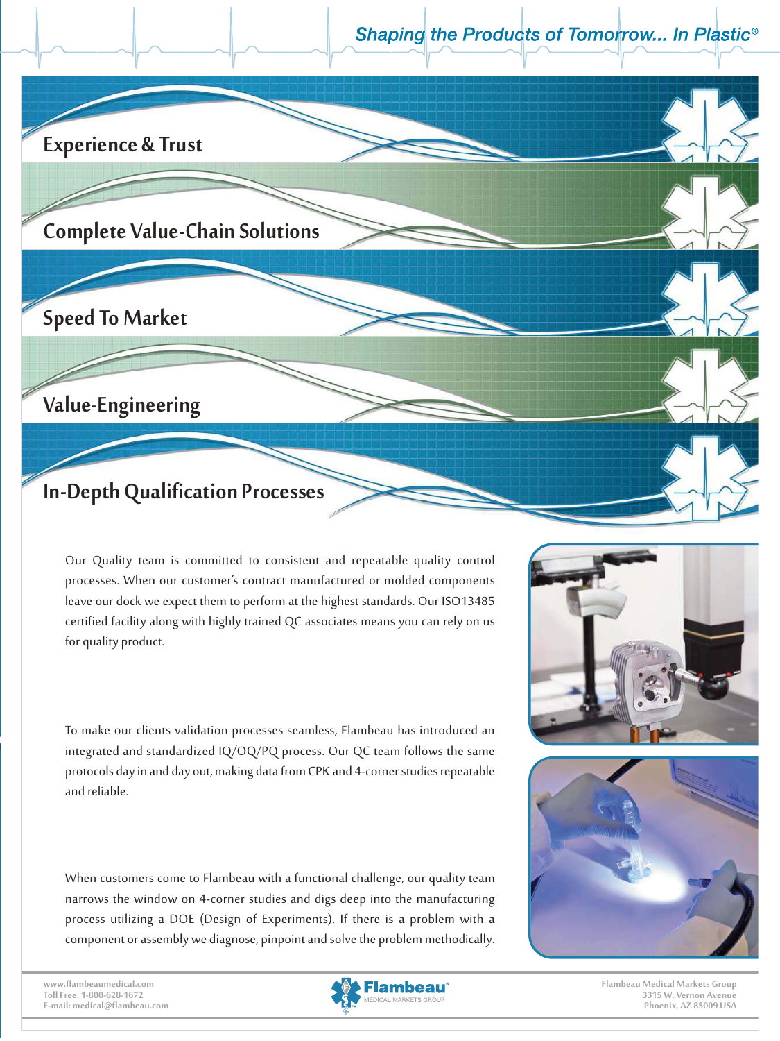Shaping the Products of Tomorrow... In Plastic®

## Experience & Trust

## Complete Value-Chain Solutions

## Speed To Market

## Value-Engineering

## In-Depth Qualification Processes

Our Quality team is committed to consistent and repeatable quality control processes. When our customer's contract manufactured or molded components leave our dock we expect them to perform at the highest standards. Our ISO13485 certified facility along with highly trained QC associates means you can rely on us for quality product.

To make our clients validation processes seamless, Flambeau has introduced an integrated and standardized IQ/OQ/PQ process. Our QC team follows the same protocols day in and day out, making data from CPK and 4-corner studies repeatable and reliable.

When customers come to Flambeau with a functional challenge, our quality team narrows the window on 4-corner studies and digs deep into the manufacturing process utilizing a DOE (Design of Experiments). If there is a problem with a component or assembly we diagnose, pinpoint and solve the problem methodically.

www.flambeaumedical.com
Toll Free: 1-800-628-1672
E-mail: medical@flambeau.com

Flambeau® MEDICAL MARKETS GROUP

Flambeau Medical Markets Group
3315 W. Vernon Avenue
Phoenix, AZ 85009 USA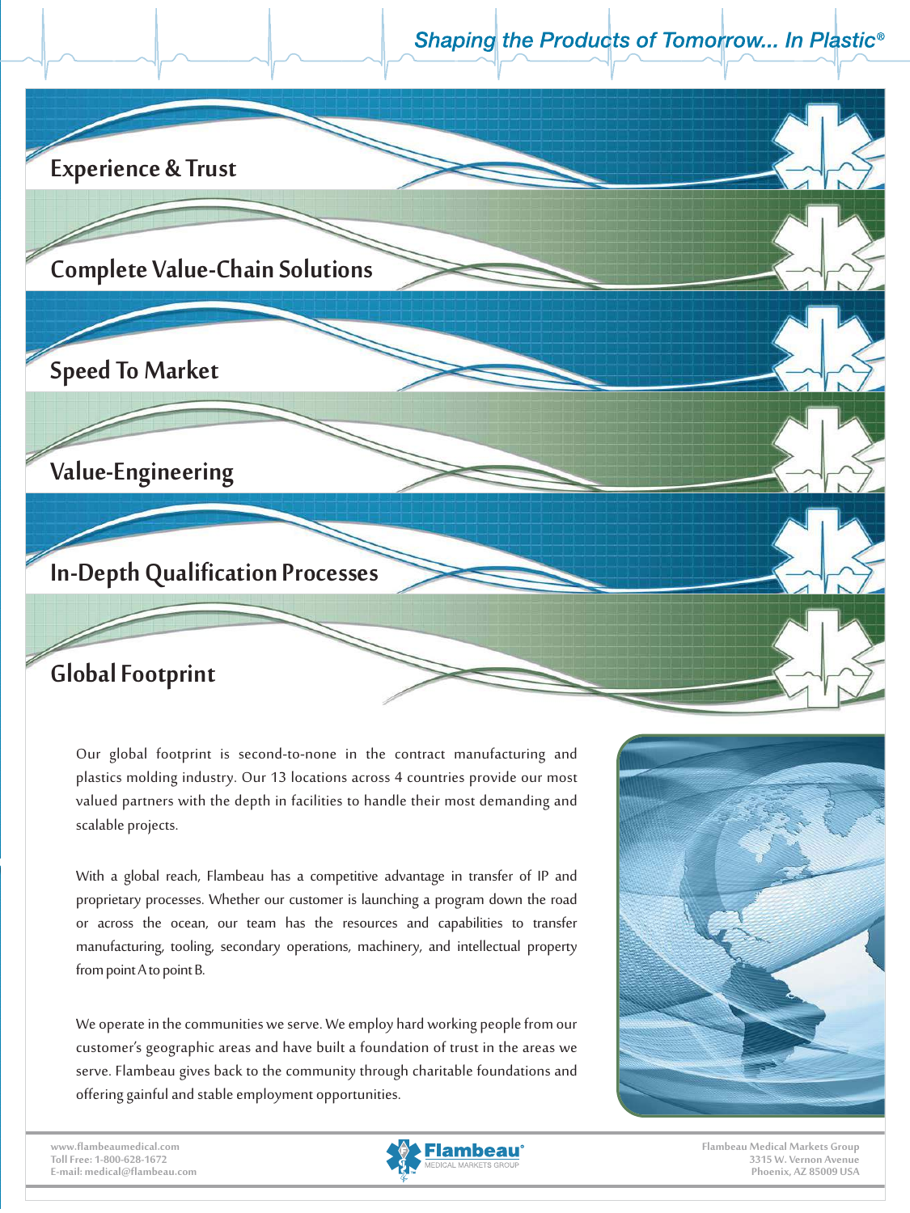*Shaping the Products of Tomorrow... In Plastic®*

## Experience & Trust

## Complete Value-Chain Solutions

## Speed To Market

## Value-Engineering

## In-Depth Qualification Processes

## Global Footprint

Our global footprint is second-to-none in the contract manufacturing and plastics molding industry. Our 13 locations across 4 countries provide our most valued partners with the depth in facilities to handle their most demanding and scalable projects.

With a global reach, Flambeau has a competitive advantage in transfer of IP and proprietary processes. Whether our customer is launching a program down the road or across the ocean, our team has the resources and capabilities to transfer manufacturing, tooling, secondary operations, machinery, and intellectual property from point A to point B.

We operate in the communities we serve. We employ hard working people from our customer's geographic areas and have built a foundation of trust in the areas we serve. Flambeau gives back to the community through charitable foundations and offering gainful and stable employment opportunities.

www.flambeaumedical.com
Toll Free: 1-800-628-1672
E-mail: medical@flambeau.com

Flambeau® MEDICAL MARKETS GROUP

Flambeau Medical Markets Group
3315 W. Vernon Avenue
Phoenix, AZ 85009 USA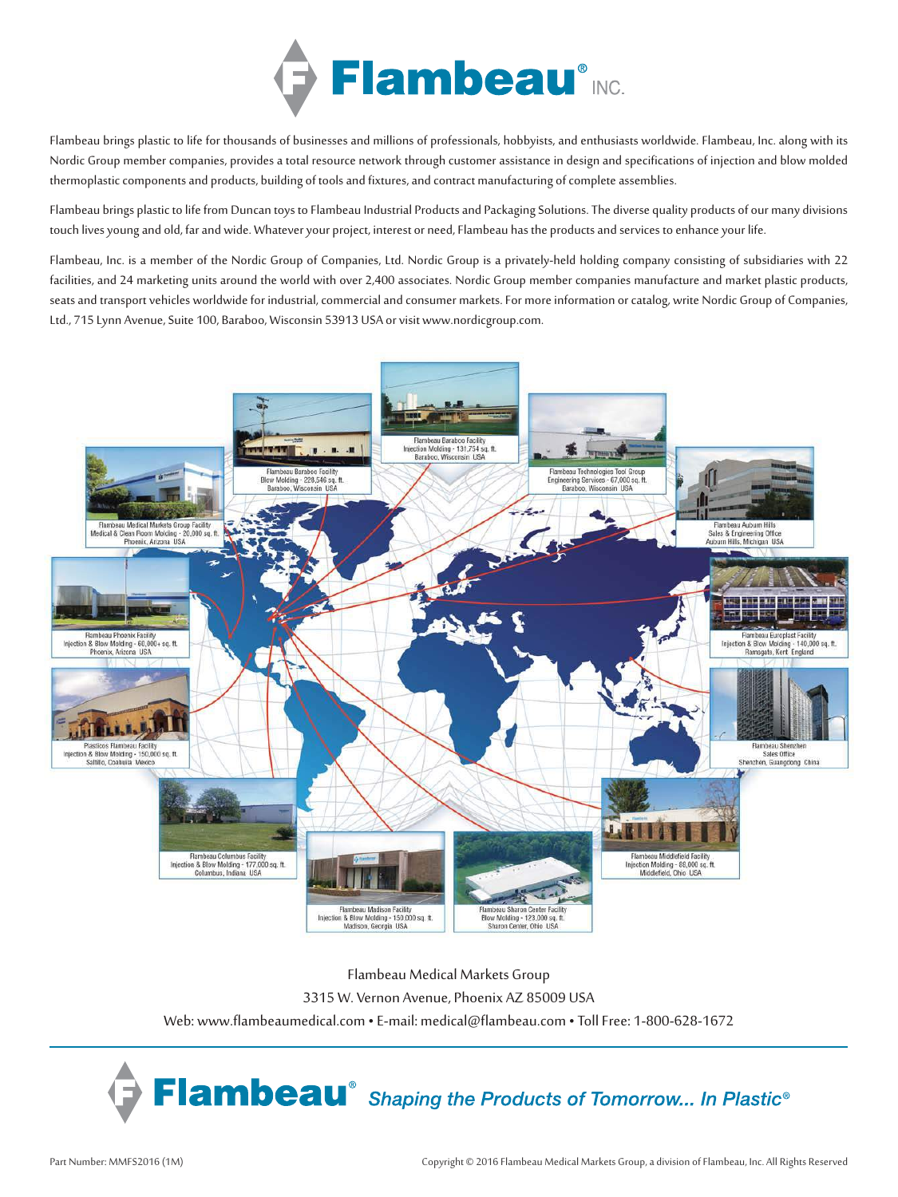# Flambeau® INC.

Flambeau brings plastic to life for thousands of businesses and millions of professionals, hobbyists, and enthusiasts worldwide. Flambeau, Inc. along with its Nordic Group member companies, provides a total resource network through customer assistance in design and specifications of injection and blow molded thermoplastic components and products, building of tools and fixtures, and contract manufacturing of complete assemblies.

Flambeau brings plastic to life from Duncan toys to Flambeau Industrial Products and Packaging Solutions. The diverse quality products of our many divisions touch lives young and old, far and wide. Whatever your project, interest or need, Flambeau has the products and services to enhance your life.

Flambeau, Inc. is a member of the Nordic Group of Companies, Ltd. Nordic Group is a privately-held holding company consisting of subsidiaries with 22 facilities, and 24 marketing units around the world with over 2,400 associates. Nordic Group member companies manufacture and market plastic products, seats and transport vehicles worldwide for industrial, commercial and consumer markets. For more information or catalog, write Nordic Group of Companies, Ltd., 715 Lynn Avenue, Suite 100, Baraboo, Wisconsin 53913 USA or visit www.nordicgroup.com.

Flambeau Baraboo Facility
Injection Molding - 131,754 sq. ft.
Baraboo, Wisconsin USA

Flambeau Baraboo Facility
Blow Molding - 229,546 sq. ft.
Baraboo, Wisconsin USA

Flambeau Technologies Tool Group
Engineering Services - 67,000 sq. ft.
Baraboo, Wisconsin USA

Flambeau Medical Markets Group Facility
Medical & Clean Room Molding - 20,000 sq. ft.
Phoenix, Arizona USA

Flambeau Auburn Hills
Sales & Engineering Office
Auburn Hills, Michigan USA

Flambeau Phoenix Facility
Injection & Blow Molding - 60,000+ sq. ft.
Phoenix, Arizona USA

Flambeau Europlast Facility
Injection & Blow Molding - 140,000 sq. ft.
Ramsgate, Kent England

Plasticos Flambeau Facility
Injection & Blow Molding - 150,000 sq. ft.
Saltillo, Coahuila Mexico

Flambeau Shenzhen
Sales Office
Shenzhen, Guangdong China

Flambeau Columbus Facility
Injection & Blow Molding - 177,000 sq. ft.
Columbus, Indiana USA

Flambeau Middlefield Facility
Injection Molding - 88,000 sq. ft.
Middlefield, Ohio USA

Flambeau Madison Facility
Injection & Blow Molding - 150,000 sq. ft.
Madison, Georgia USA

Flambeau Sharon Center Facility
Blow Molding - 123,000 sq. ft.
Sharon Center, Ohio USA

Flambeau Medical Markets Group
3315 W. Vernon Avenue, Phoenix AZ 85009 USA
Web: www.flambeaumedical.com • E-mail: medical@flambeau.com • Toll Free: 1-800-628-1672

**Flambeau®** *Shaping the Products of Tomorrow... In Plastic®*

Part Number: MMFS2016 (1M)

Copyright © 2016 Flambeau Medical Markets Group, a division of Flambeau, Inc. All Rights Reserved